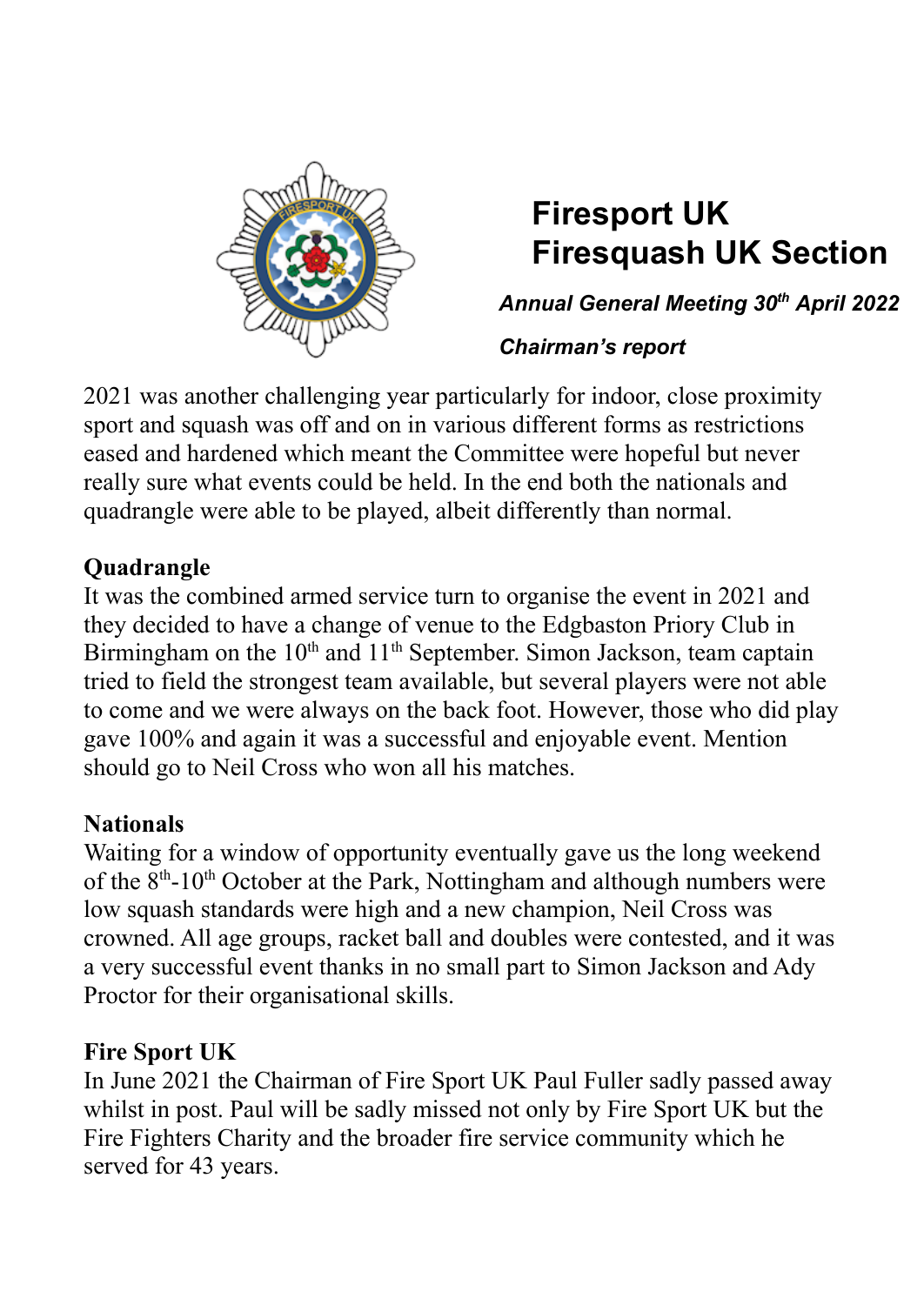# Firesport UK
# Firesquash UK Section

***Annual General Meeting 30th April 2022***

***Chairman's report***

2021 was another challenging year particularly for indoor, close proximity sport and squash was off and on in various different forms as restrictions eased and hardened which meant the Committee were hopeful but never really sure what events could be held. In the end both the nationals and quadrangle were able to be played, albeit differently than normal.

**Quadrangle**

It was the combined armed service turn to organise the event in 2021 and they decided to have a change of venue to the Edgbaston Priory Club in Birmingham on the 10th and 11th September. Simon Jackson, team captain tried to field the strongest team available, but several players were not able to come and we were always on the back foot. However, those who did play gave 100% and again it was a successful and enjoyable event. Mention should go to Neil Cross who won all his matches.

**Nationals**

Waiting for a window of opportunity eventually gave us the long weekend of the 8th-10th October at the Park, Nottingham and although numbers were low squash standards were high and a new champion, Neil Cross was crowned. All age groups, racket ball and doubles were contested, and it was a very successful event thanks in no small part to Simon Jackson and Ady Proctor for their organisational skills.

**Fire Sport UK**

In June 2021 the Chairman of Fire Sport UK Paul Fuller sadly passed away whilst in post. Paul will be sadly missed not only by Fire Sport UK but the Fire Fighters Charity and the broader fire service community which he served for 43 years.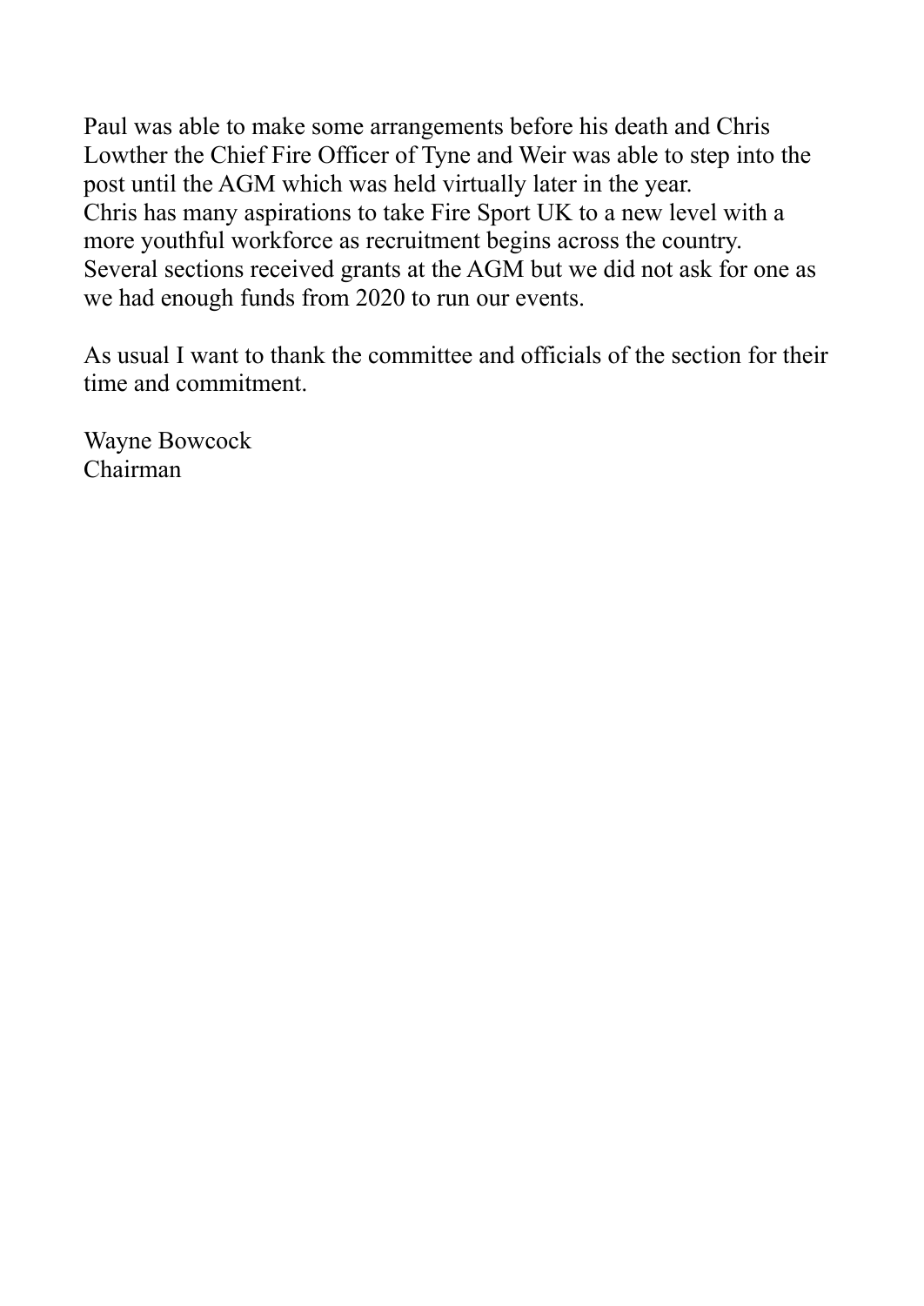Paul was able to make some arrangements before his death and Chris Lowther the Chief Fire Officer of Tyne and Weir was able to step into the post until the AGM which was held virtually later in the year.
Chris has many aspirations to take Fire Sport UK to a new level with a more youthful workforce as recruitment begins across the country.
Several sections received grants at the AGM but we did not ask for one as we had enough funds from 2020 to run our events.

As usual I want to thank the committee and officials of the section for their time and commitment.

Wayne Bowcock
Chairman